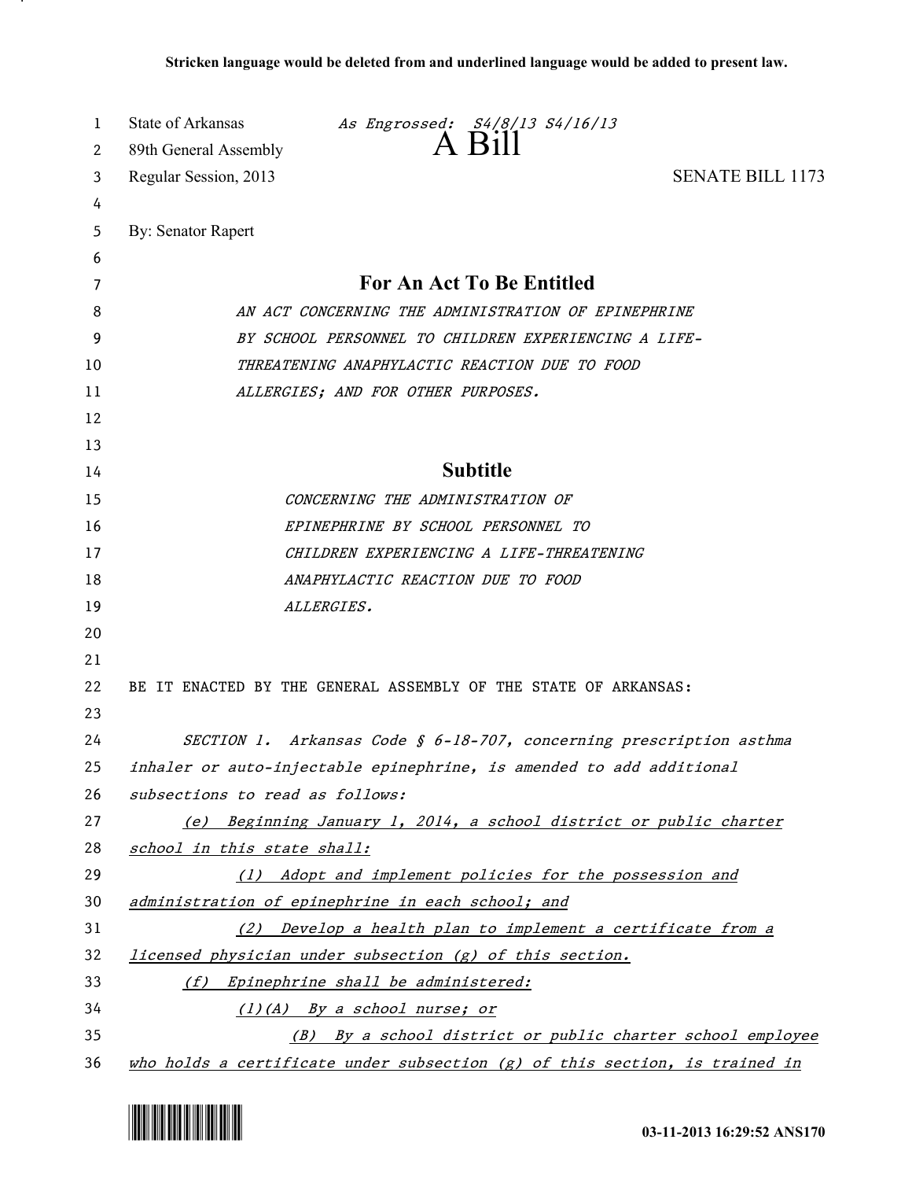Stricken language would be deleted from and underlined language would be added to present law.

State of Arkansas *As Engrossed: S4/8/13 S4/16/13*
89th General Assembly
# A Bill
Regular Session, 2013 SENATE BILL 1173

By: Senator Rapert

## For An Act To Be Entitled

*AN ACT CONCERNING THE ADMINISTRATION OF EPINEPHRINE BY SCHOOL PERSONNEL TO CHILDREN EXPERIENCING A LIFE-THREATENING ANAPHYLACTIC REACTION DUE TO FOOD ALLERGIES; AND FOR OTHER PURPOSES.*

## Subtitle

*CONCERNING THE ADMINISTRATION OF EPINEPHRINE BY SCHOOL PERSONNEL TO CHILDREN EXPERIENCING A LIFE-THREATENING ANAPHYLACTIC REACTION DUE TO FOOD ALLERGIES.*

BE IT ENACTED BY THE GENERAL ASSEMBLY OF THE STATE OF ARKANSAS:

*SECTION 1. Arkansas Code § 6-18-707, concerning prescription asthma inhaler or auto-injectable epinephrine, is amended to add additional subsections to read as follows:*

*(e) Beginning January 1, 2014, a school district or public charter school in this state shall:*

*(1) Adopt and implement policies for the possession and administration of epinephrine in each school; and*

*(2) Develop a health plan to implement a certificate from a licensed physician under subsection (g) of this section.*

*(f) Epinephrine shall be administered:*

*(1)(A) By a school nurse; or*

*(B) By a school district or public charter school employee who holds a certificate under subsection (g) of this section, is trained in*

03-11-2013 16:29:52 ANS170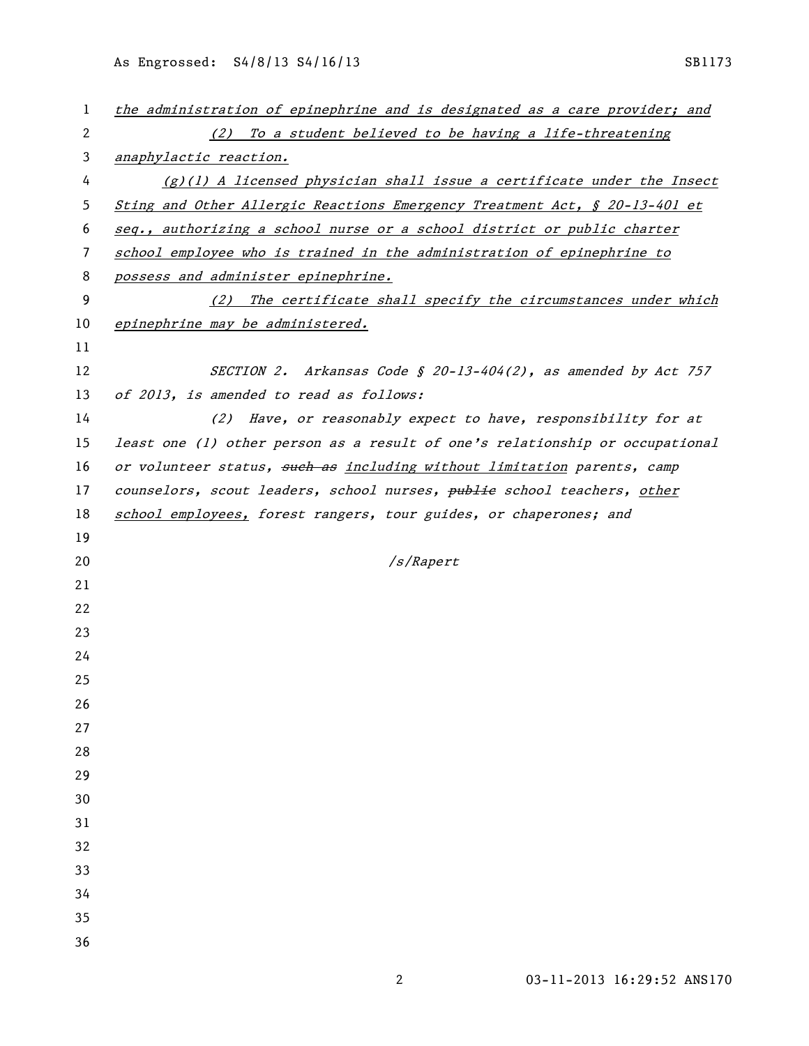the administration of epinephrine and is designated as a care provider; and

(2) To a student believed to be having a life-threatening anaphylactic reaction.

(g)(1) A licensed physician shall issue a certificate under the Insect Sting and Other Allergic Reactions Emergency Treatment Act, § 20-13-401 et seq., authorizing a school nurse or a school district or public charter school employee who is trained in the administration of epinephrine to possess and administer epinephrine.

(2) The certificate shall specify the circumstances under which epinephrine may be administered.

SECTION 2. Arkansas Code § 20-13-404(2), as amended by Act 757 of 2013, is amended to read as follows:

(2) Have, or reasonably expect to have, responsibility for at least one (1) other person as a result of one's relationship or occupational or volunteer status, ~~such as~~ including without limitation parents, camp counselors, scout leaders, school nurses, ~~public~~ school teachers, other school employees, forest rangers, tour guides, or chaperones; and

/s/Rapert